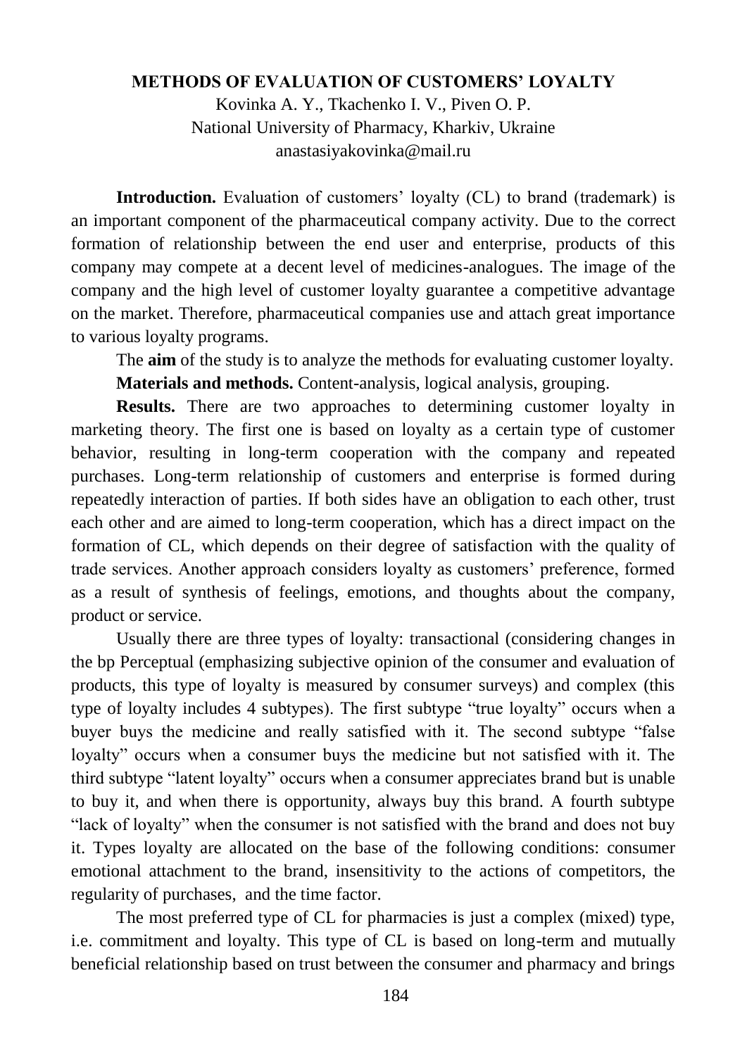**METHODS OF EVALUATION OF CUSTOMERS' LOYALTY**

Kovinka A. Y., Tkachenko I. V., Piven O. P.
National University of Pharmacy, Kharkiv, Ukraine
anastasiyakovinka@mail.ru

**Introduction.** Evaluation of customers' loyalty (CL) to brand (trademark) is an important component of the pharmaceutical company activity. Due to the correct formation of relationship between the end user and enterprise, products of this company may compete at a decent level of medicines-analogues. The image of the company and the high level of customer loyalty guarantee a competitive advantage on the market. Therefore, pharmaceutical companies use and attach great importance to various loyalty programs.

The **aim** of the study is to analyze the methods for evaluating customer loyalty.

**Materials and methods.** Content-analysis, logical analysis, grouping.

**Results.** There are two approaches to determining customer loyalty in marketing theory. The first one is based on loyalty as a certain type of customer behavior, resulting in long-term cooperation with the company and repeated purchases. Long-term relationship of customers and enterprise is formed during repeatedly interaction of parties. If both sides have an obligation to each other, trust each other and are aimed to long-term cooperation, which has a direct impact on the formation of CL, which depends on their degree of satisfaction with the quality of trade services. Another approach considers loyalty as customers' preference, formed as a result of synthesis of feelings, emotions, and thoughts about the company, product or service.

Usually there are three types of loyalty: transactional (considering changes in the bp Perceptual (emphasizing subjective opinion of the consumer and evaluation of products, this type of loyalty is measured by consumer surveys) and complex (this type of loyalty includes 4 subtypes). The first subtype "true loyalty" occurs when a buyer buys the medicine and really satisfied with it. The second subtype "false loyalty" occurs when a consumer buys the medicine but not satisfied with it. The third subtype "latent loyalty" occurs when a consumer appreciates brand but is unable to buy it, and when there is opportunity, always buy this brand. A fourth subtype "lack of loyalty" when the consumer is not satisfied with the brand and does not buy it. Types loyalty are allocated on the base of the following conditions: consumer emotional attachment to the brand, insensitivity to the actions of competitors, the regularity of purchases, and the time factor.

The most preferred type of CL for pharmacies is just a complex (mixed) type, i.e. commitment and loyalty. This type of CL is based on long-term and mutually beneficial relationship based on trust between the consumer and pharmacy and brings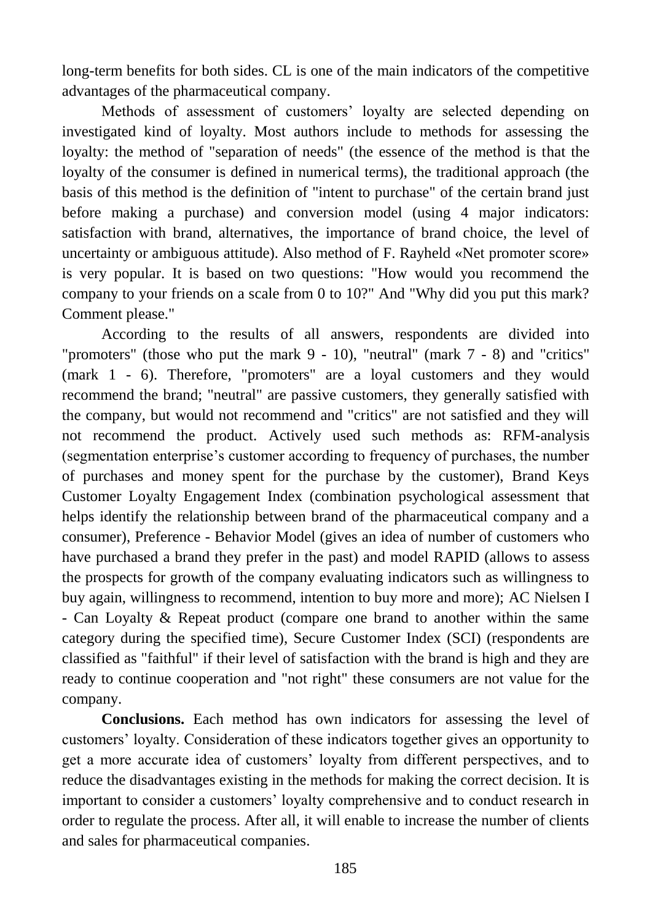long-term benefits for both sides. CL is one of the main indicators of the competitive advantages of the pharmaceutical company.

Methods of assessment of customers' loyalty are selected depending on investigated kind of loyalty. Most authors include to methods for assessing the loyalty: the method of "separation of needs" (the essence of the method is that the loyalty of the consumer is defined in numerical terms), the traditional approach (the basis of this method is the definition of "intent to purchase" of the certain brand just before making a purchase) and conversion model (using 4 major indicators: satisfaction with brand, alternatives, the importance of brand choice, the level of uncertainty or ambiguous attitude). Also method of F. Rayheld «Net promoter score» is very popular. It is based on two questions: "How would you recommend the company to your friends on a scale from 0 to 10?" And "Why did you put this mark? Comment please."

According to the results of all answers, respondents are divided into "promoters" (those who put the mark 9 - 10), "neutral" (mark 7 - 8) and "critics" (mark 1 - 6). Therefore, "promoters" are a loyal customers and they would recommend the brand; "neutral" are passive customers, they generally satisfied with the company, but would not recommend and "critics" are not satisfied and they will not recommend the product. Actively used such methods as: RFM-analysis (segmentation enterprise's customer according to frequency of purchases, the number of purchases and money spent for the purchase by the customer), Brand Keys Customer Loyalty Engagement Index (combination psychological assessment that helps identify the relationship between brand of the pharmaceutical company and a consumer), Preference - Behavior Model (gives an idea of number of customers who have purchased a brand they prefer in the past) and model RAPID (allows to assess the prospects for growth of the company evaluating indicators such as willingness to buy again, willingness to recommend, intention to buy more and more); AC Nielsen I - Can Loyalty & Repeat product (compare one brand to another within the same category during the specified time), Secure Customer Index (SCI) (respondents are classified as "faithful" if their level of satisfaction with the brand is high and they are ready to continue cooperation and "not right" these consumers are not value for the company.

**Conclusions.** Each method has own indicators for assessing the level of customers' loyalty. Consideration of these indicators together gives an opportunity to get a more accurate idea of customers' loyalty from different perspectives, and to reduce the disadvantages existing in the methods for making the correct decision. It is important to consider a customers' loyalty comprehensive and to conduct research in order to regulate the process. After all, it will enable to increase the number of clients and sales for pharmaceutical companies.